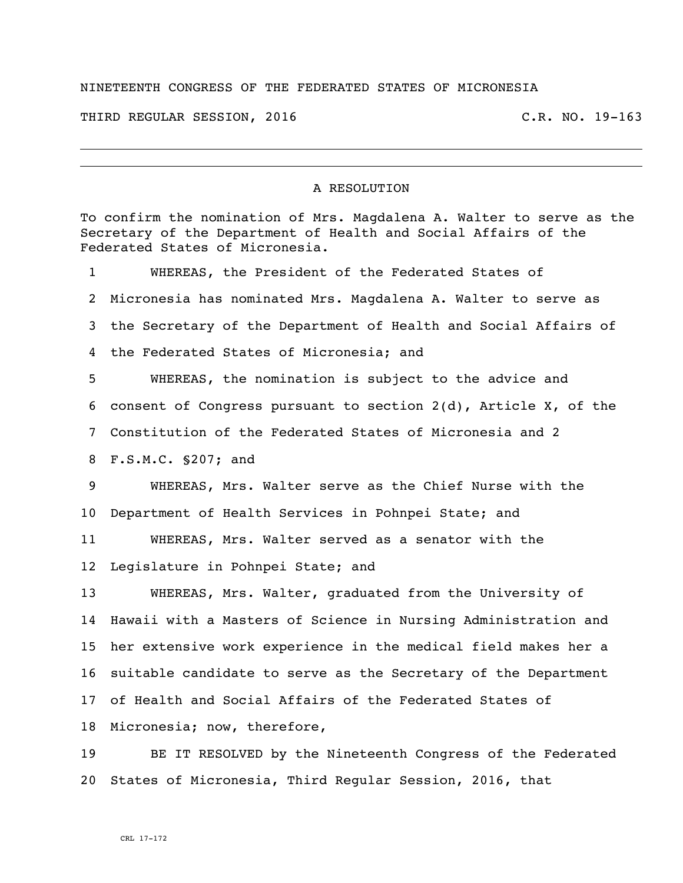NINETEENTH CONGRESS OF THE FEDERATED STATES OF MICRONESIA

THIRD REGULAR SESSION, 2016 C.R. NO. 19-163

---

A RESOLUTION

To confirm the nomination of Mrs. Magdalena A. Walter to serve as the Secretary of the Department of Health and Social Affairs of the Federated States of Micronesia.

1 WHEREAS, the President of the Federated States of
2 Micronesia has nominated Mrs. Magdalena A. Walter to serve as
3 the Secretary of the Department of Health and Social Affairs of
4 the Federated States of Micronesia; and
5 WHEREAS, the nomination is subject to the advice and
6 consent of Congress pursuant to section 2(d), Article X, of the
7 Constitution of the Federated States of Micronesia and 2
8 F.S.M.C. §207; and
9 WHEREAS, Mrs. Walter serve as the Chief Nurse with the
10 Department of Health Services in Pohnpei State; and
11 WHEREAS, Mrs. Walter served as a senator with the
12 Legislature in Pohnpei State; and
13 WHEREAS, Mrs. Walter, graduated from the University of
14 Hawaii with a Masters of Science in Nursing Administration and
15 her extensive work experience in the medical field makes her a
16 suitable candidate to serve as the Secretary of the Department
17 of Health and Social Affairs of the Federated States of
18 Micronesia; now, therefore,
19 BE IT RESOLVED by the Nineteenth Congress of the Federated
20 States of Micronesia, Third Regular Session, 2016, that

CRL 17-172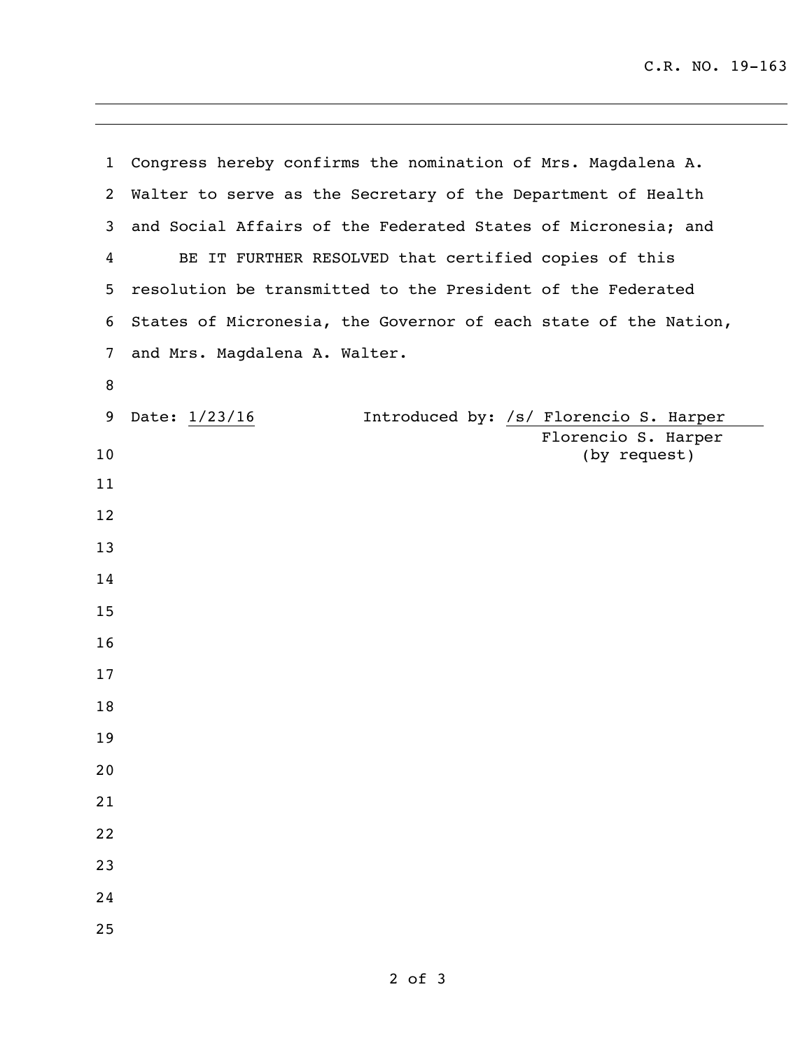Congress hereby confirms the nomination of Mrs. Magdalena A. Walter to serve as the Secretary of the Department of Health and Social Affairs of the Federated States of Micronesia; and

BE IT FURTHER RESOLVED that certified copies of this resolution be transmitted to the President of the Federated States of Micronesia, the Governor of each state of the Nation, and Mrs. Magdalena A. Walter.

Date: 1/23/16

Introduced by: /s/ Florencio S. Harper
Florencio S. Harper
(by request)